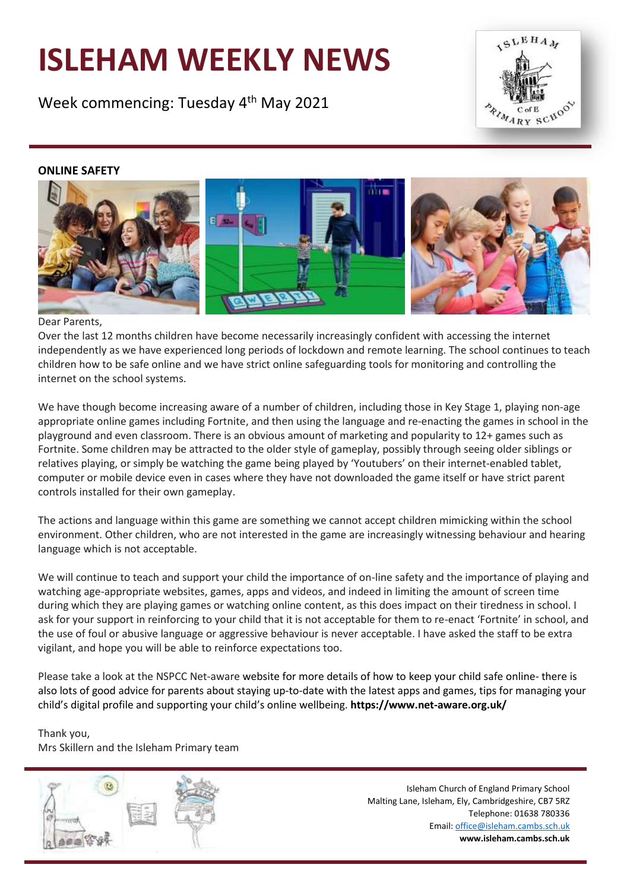# ISLEHAM WEEKLY NEWS

Week commencing: Tuesday 4th May 2021

**ONLINE SAFETY**

Dear Parents,

Over the last 12 months children have become necessarily increasingly confident with accessing the internet independently as we have experienced long periods of lockdown and remote learning. The school continues to teach children how to be safe online and we have strict online safeguarding tools for monitoring and controlling the internet on the school systems.

We have though become increasing aware of a number of children, including those in Key Stage 1, playing non-age appropriate online games including Fortnite, and then using the language and re-enacting the games in school in the playground and even classroom. There is an obvious amount of marketing and popularity to 12+ games such as Fortnite. Some children may be attracted to the older style of gameplay, possibly through seeing older siblings or relatives playing, or simply be watching the game being played by 'Youtubers' on their internet-enabled tablet, computer or mobile device even in cases where they have not downloaded the game itself or have strict parent controls installed for their own gameplay.

The actions and language within this game are something we cannot accept children mimicking within the school environment. Other children, who are not interested in the game are increasingly witnessing behaviour and hearing language which is not acceptable.

We will continue to teach and support your child the importance of on-line safety and the importance of playing and watching age-appropriate websites, games, apps and videos, and indeed in limiting the amount of screen time during which they are playing games or watching online content, as this does impact on their tiredness in school. I ask for your support in reinforcing to your child that it is not acceptable for them to re-enact 'Fortnite' in school, and the use of foul or abusive language or aggressive behaviour is never acceptable. I have asked the staff to be extra vigilant, and hope you will be able to reinforce expectations too.

Please take a look at the NSPCC Net-aware website for more details of how to keep your child safe online- there is also lots of good advice for parents about staying up-to-date with the latest apps and games, tips for managing your child's digital profile and supporting your child's online wellbeing. **https://www.net-aware.org.uk/**

Thank you,
Mrs Skillern and the Isleham Primary team

Isleham Church of England Primary School
Malting Lane, Isleham, Ely, Cambridgeshire, CB7 5RZ
Telephone: 01638 780336
Email: office@isleham.cambs.sch.uk
**www.isleham.cambs.sch.uk**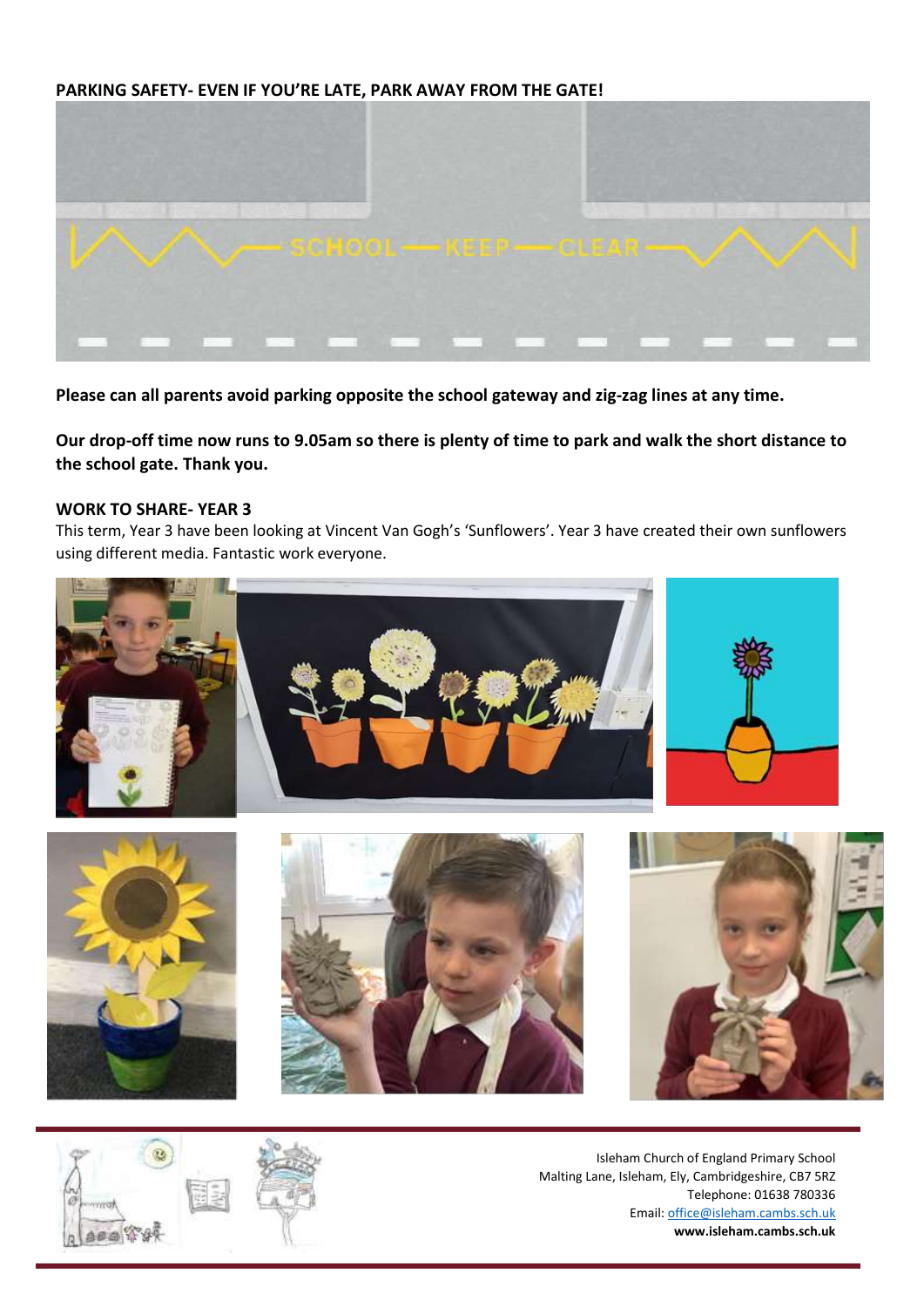**PARKING SAFETY- EVEN IF YOU'RE LATE, PARK AWAY FROM THE GATE!**

**Please can all parents avoid parking opposite the school gateway and zig-zag lines at any time.**

**Our drop-off time now runs to 9.05am so there is plenty of time to park and walk the short distance to the school gate. Thank you.**

**WORK TO SHARE- YEAR 3**

This term, Year 3 have been looking at Vincent Van Gogh's 'Sunflowers'. Year 3 have created their own sunflowers using different media. Fantastic work everyone.

Isleham Church of England Primary School
Malting Lane, Isleham, Ely, Cambridgeshire, CB7 5RZ
Telephone: 01638 780336
Email: office@isleham.cambs.sch.uk
**www.isleham.cambs.sch.uk**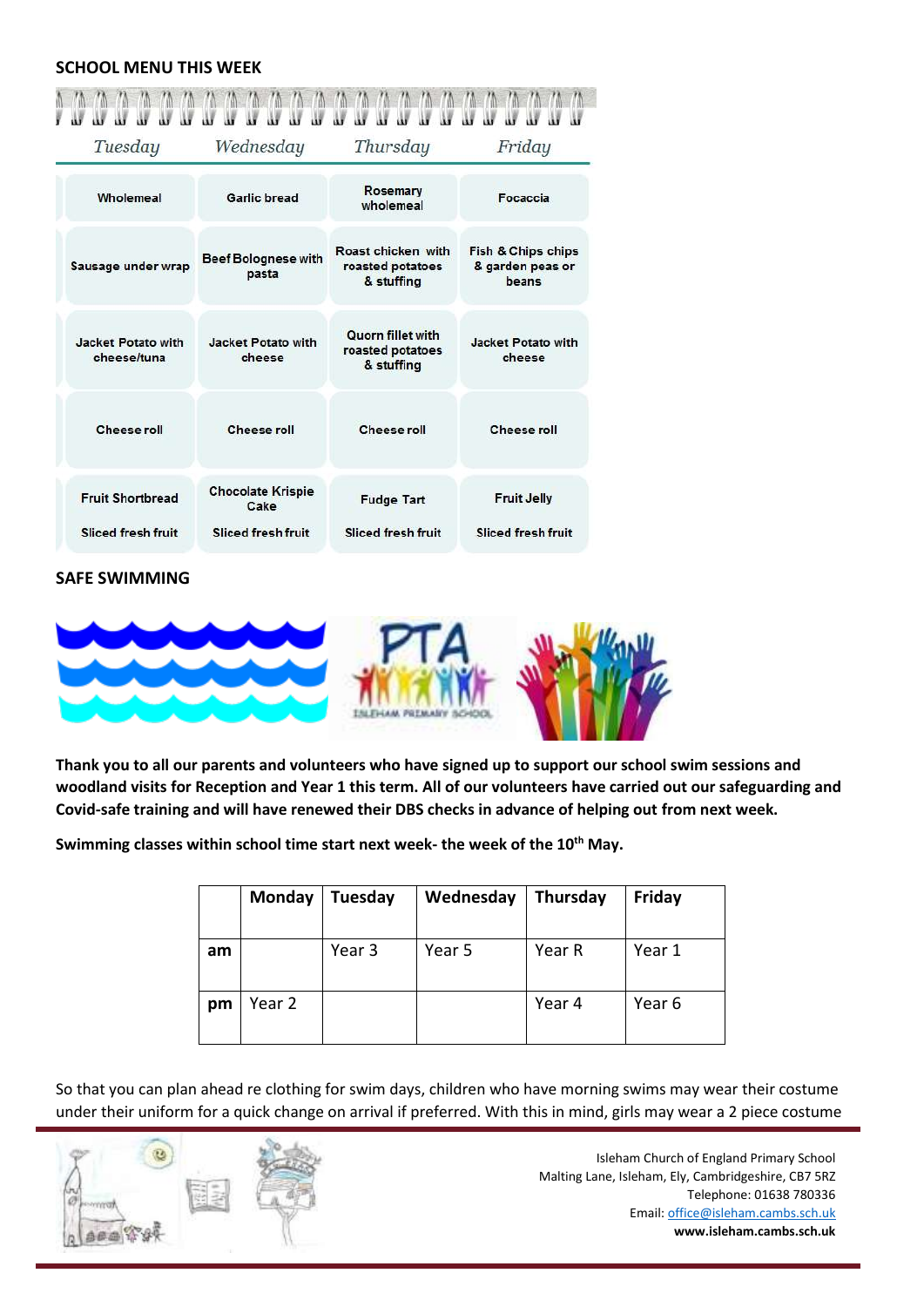## SCHOOL MENU THIS WEEK

| Tuesday | Wednesday | Thursday | Friday |
|---|---|---|---|
| Wholemeal | Garlic bread | Rosemary wholemeal | Focaccia |
| Sausage under wrap | Beef Bolognese with pasta | Roast chicken with roasted potatoes & stuffing | Fish & Chips chips & garden peas or beans |
| Jacket Potato with cheese/tuna | Jacket Potato with cheese | Quorn fillet with roasted potatoes & stuffing | Jacket Potato with cheese |
| Cheese roll | Cheese roll | Cheese roll | Cheese roll |
| Fruit Shortbread<br>Sliced fresh fruit | Chocolate Krispie Cake<br>Sliced fresh fruit | Fudge Tart<br>Sliced fresh fruit | Fruit Jelly<br>Sliced fresh fruit |

## SAFE SWIMMING

**Thank you to all our parents and volunteers who have signed up to support our school swim sessions and woodland visits for Reception and Year 1 this term. All of our volunteers have carried out our safeguarding and Covid-safe training and will have renewed their DBS checks in advance of helping out from next week.**

**Swimming classes within school time start next week- the week of the 10th May.**

| | Monday | Tuesday | Wednesday | Thursday | Friday |
|---|---|---|---|---|---|
| am | | Year 3 | Year 5 | Year R | Year 1 |
| pm | Year 2 | | | Year 4 | Year 6 |

So that you can plan ahead re clothing for swim days, children who have morning swims may wear their costume under their uniform for a quick change on arrival if preferred. With this in mind, girls may wear a 2 piece costume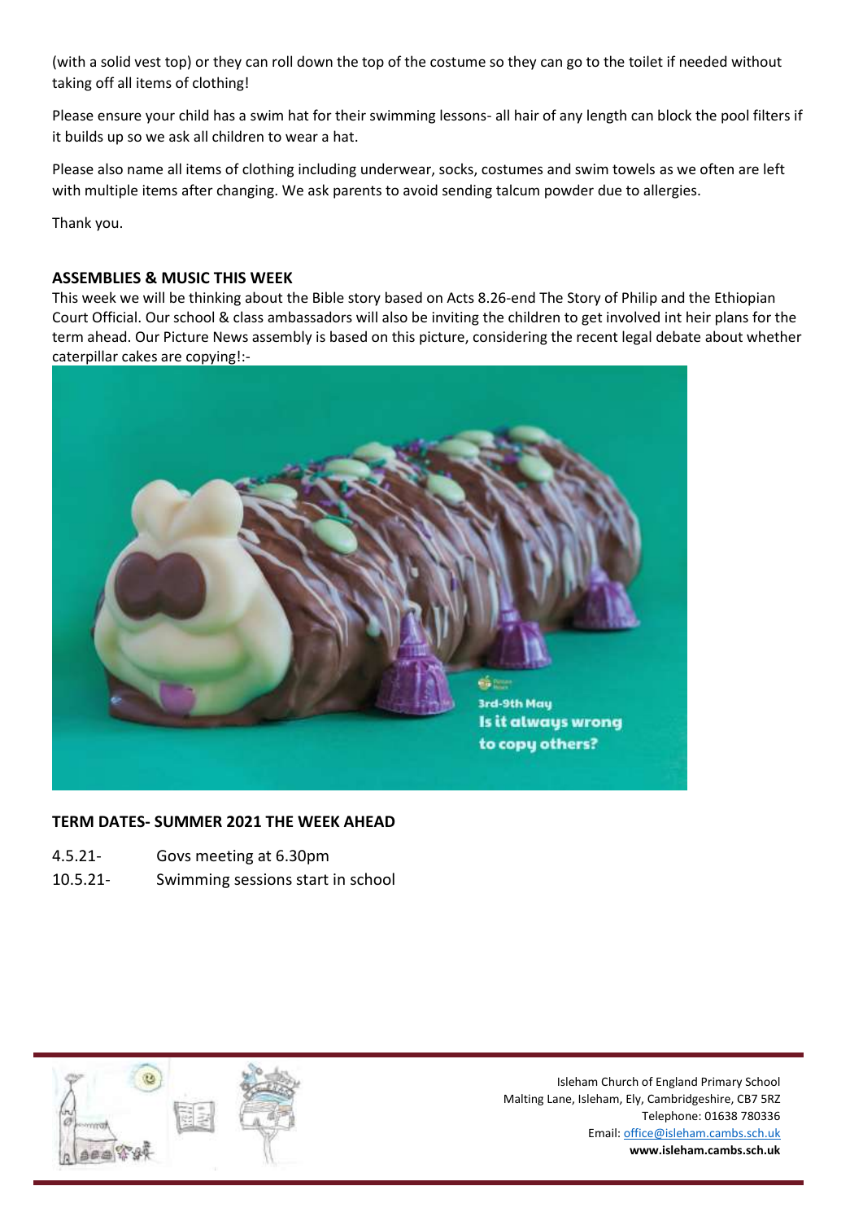(with a solid vest top) or they can roll down the top of the costume so they can go to the toilet if needed without taking off all items of clothing!

Please ensure your child has a swim hat for their swimming lessons- all hair of any length can block the pool filters if it builds up so we ask all children to wear a hat.

Please also name all items of clothing including underwear, socks, costumes and swim towels as we often are left with multiple items after changing. We ask parents to avoid sending talcum powder due to allergies.

Thank you.

**ASSEMBLIES & MUSIC THIS WEEK**

This week we will be thinking about the Bible story based on Acts 8.26-end The Story of Philip and the Ethiopian Court Official. Our school & class ambassadors will also be inviting the children to get involved int heir plans for the term ahead. Our Picture News assembly is based on this picture, considering the recent legal debate about whether caterpillar cakes are copying!:-

3rd-9th May
Is it always wrong to copy others?

**TERM DATES- SUMMER 2021 THE WEEK AHEAD**

4.5.21- Govs meeting at 6.30pm

10.5.21- Swimming sessions start in school

Isleham Church of England Primary School
Malting Lane, Isleham, Ely, Cambridgeshire, CB7 5RZ
Telephone: 01638 780336
Email: office@isleham.cambs.sch.uk
**www.isleham.cambs.sch.uk**